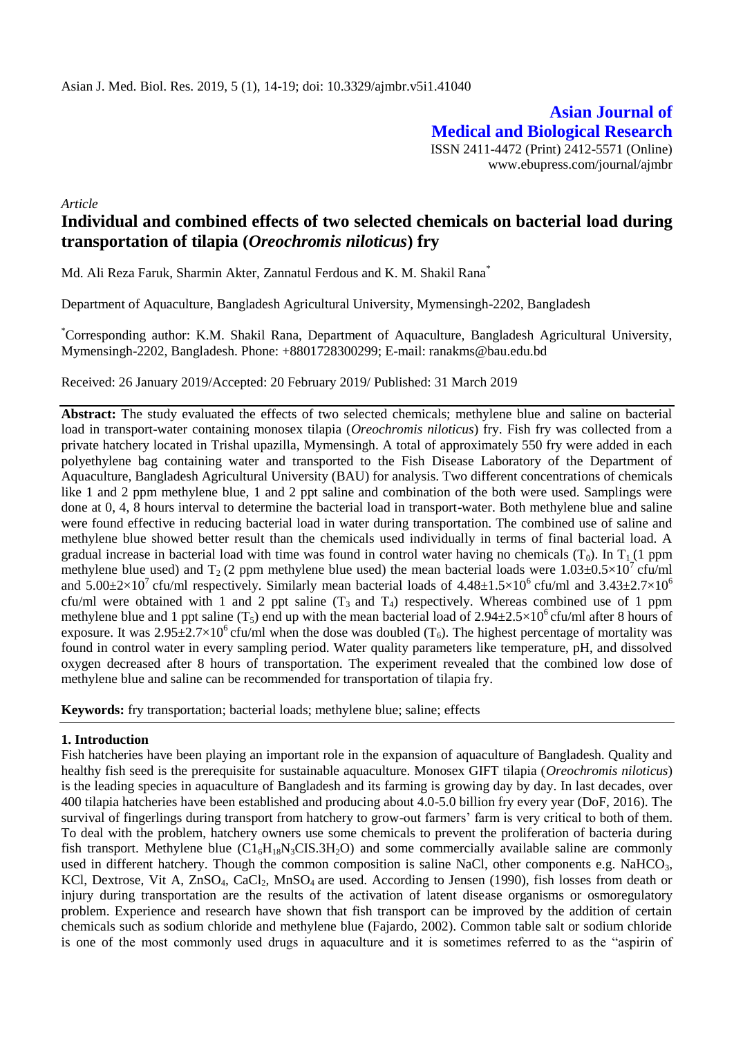**Asian Journal of Medical and Biological Research**

ISSN 2411-4472 (Print) 2412-5571 (Online)
www.ebupress.com/journal/ajmbr

*Article*

# Individual and combined effects of two selected chemicals on bacterial load during transportation of tilapia (*Oreochromis niloticus*) fry

Md. Ali Reza Faruk, Sharmin Akter, Zannatul Ferdous and K. M. Shakil Rana*

Department of Aquaculture, Bangladesh Agricultural University, Mymensingh-2202, Bangladesh

*Corresponding author: K.M. Shakil Rana, Department of Aquaculture, Bangladesh Agricultural University, Mymensingh-2202, Bangladesh. Phone: +8801728300299; E-mail: ranakms@bau.edu.bd

Received: 26 January 2019/Accepted: 20 February 2019/ Published: 31 March 2019

**Abstract:** The study evaluated the effects of two selected chemicals; methylene blue and saline on bacterial load in transport-water containing monosex tilapia (*Oreochromis niloticus*) fry. Fish fry was collected from a private hatchery located in Trishal upazilla, Mymensingh. A total of approximately 550 fry were added in each polyethylene bag containing water and transported to the Fish Disease Laboratory of the Department of Aquaculture, Bangladesh Agricultural University (BAU) for analysis. Two different concentrations of chemicals like 1 and 2 ppm methylene blue, 1 and 2 ppt saline and combination of the both were used. Samplings were done at 0, 4, 8 hours interval to determine the bacterial load in transport-water. Both methylene blue and saline were found effective in reducing bacterial load in water during transportation. The combined use of saline and methylene blue showed better result than the chemicals used individually in terms of final bacterial load. A gradual increase in bacterial load with time was found in control water having no chemicals ($T_0$). In $T_1$ (1 ppm methylene blue used) and $T_2$ (2 ppm methylene blue used) the mean bacterial loads were $1.03\pm0.5\times10^7$ cfu/ml and $5.00\pm2\times10^7$ cfu/ml respectively. Similarly mean bacterial loads of $4.48\pm1.5\times10^6$ cfu/ml and $3.43\pm2.7\times10^6$ cfu/ml were obtained with 1 and 2 ppt saline ($T_3$ and $T_4$) respectively. Whereas combined use of 1 ppm methylene blue and 1 ppt saline ($T_5$) end up with the mean bacterial load of $2.94\pm2.5\times10^6$ cfu/ml after 8 hours of exposure. It was $2.95\pm2.7\times10^6$ cfu/ml when the dose was doubled ($T_6$). The highest percentage of mortality was found in control water in every sampling period. Water quality parameters like temperature, pH, and dissolved oxygen decreased after 8 hours of transportation. The experiment revealed that the combined low dose of methylene blue and saline can be recommended for transportation of tilapia fry.

**Keywords:** fry transportation; bacterial loads; methylene blue; saline; effects

## 1. Introduction

Fish hatcheries have been playing an important role in the expansion of aquaculture of Bangladesh. Quality and healthy fish seed is the prerequisite for sustainable aquaculture. Monosex GIFT tilapia (*Oreochromis niloticus*) is the leading species in aquaculture of Bangladesh and its farming is growing day by day. In last decades, over 400 tilapia hatcheries have been established and producing about 4.0-5.0 billion fry every year (DoF, 2016). The survival of fingerlings during transport from hatchery to grow-out farmers' farm is very critical to both of them. To deal with the problem, hatchery owners use some chemicals to prevent the proliferation of bacteria during fish transport. Methylene blue ($C1_6H_{18}N_3CIS.3H_2O$) and some commercially available saline are commonly used in different hatchery. Though the common composition is saline NaCl, other components e.g. $NaHCO_3$, KCl, Dextrose, Vit A, $ZnSO_4$, $CaCl_2$, $MnSO_4$ are used. According to Jensen (1990), fish losses from death or injury during transportation are the results of the activation of latent disease organisms or osmoregulatory problem. Experience and research have shown that fish transport can be improved by the addition of certain chemicals such as sodium chloride and methylene blue (Fajardo, 2002). Common table salt or sodium chloride is one of the most commonly used drugs in aquaculture and it is sometimes referred to as the "aspirin of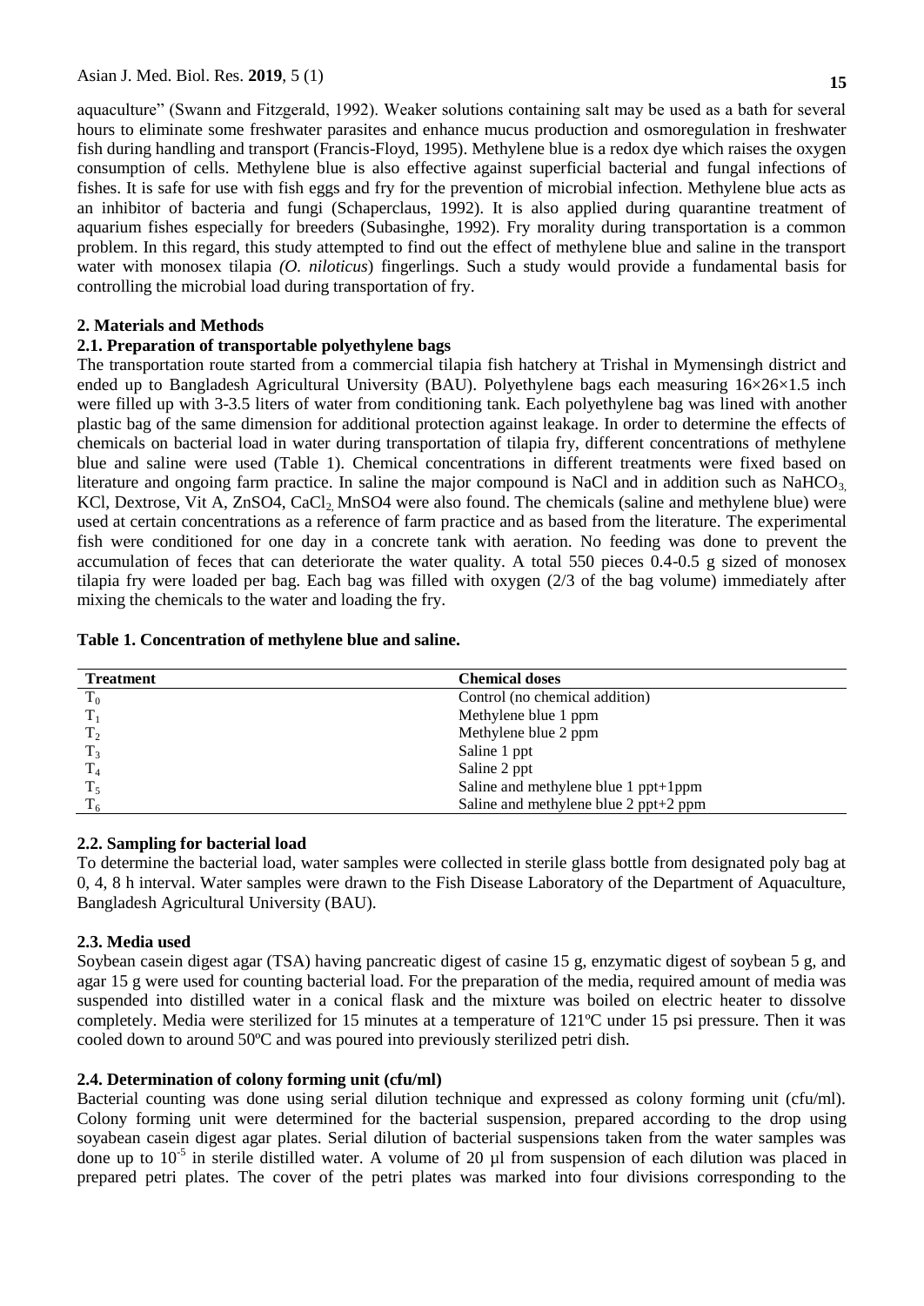aquaculture" (Swann and Fitzgerald, 1992). Weaker solutions containing salt may be used as a bath for several hours to eliminate some freshwater parasites and enhance mucus production and osmoregulation in freshwater fish during handling and transport (Francis-Floyd, 1995). Methylene blue is a redox dye which raises the oxygen consumption of cells. Methylene blue is also effective against superficial bacterial and fungal infections of fishes. It is safe for use with fish eggs and fry for the prevention of microbial infection. Methylene blue acts as an inhibitor of bacteria and fungi (Schaperclaus, 1992). It is also applied during quarantine treatment of aquarium fishes especially for breeders (Subasinghe, 1992). Fry morality during transportation is a common problem. In this regard, this study attempted to find out the effect of methylene blue and saline in the transport water with monosex tilapia *(O. niloticus*) fingerlings. Such a study would provide a fundamental basis for controlling the microbial load during transportation of fry.

## 2. Materials and Methods

### 2.1. Preparation of transportable polyethylene bags

The transportation route started from a commercial tilapia fish hatchery at Trishal in Mymensingh district and ended up to Bangladesh Agricultural University (BAU). Polyethylene bags each measuring 16×26×1.5 inch were filled up with 3-3.5 liters of water from conditioning tank. Each polyethylene bag was lined with another plastic bag of the same dimension for additional protection against leakage. In order to determine the effects of chemicals on bacterial load in water during transportation of tilapia fry, different concentrations of methylene blue and saline were used (Table 1). Chemical concentrations in different treatments were fixed based on literature and ongoing farm practice. In saline the major compound is NaCl and in addition such as $NaHCO_3$, KCl, Dextrose, Vit A, ZnSO4, $CaCl_2$, MnSO4 were also found. The chemicals (saline and methylene blue) were used at certain concentrations as a reference of farm practice and as based from the literature. The experimental fish were conditioned for one day in a concrete tank with aeration. No feeding was done to prevent the accumulation of feces that can deteriorate the water quality. A total 550 pieces 0.4-0.5 g sized of monosex tilapia fry were loaded per bag. Each bag was filled with oxygen (2/3 of the bag volume) immediately after mixing the chemicals to the water and loading the fry.

**Table 1. Concentration of methylene blue and saline.**

| Treatment | Chemical doses |
|---|---|
| $T_0$ | Control (no chemical addition) |
| $T_1$ | Methylene blue 1 ppm |
| $T_2$ | Methylene blue 2 ppm |
| $T_3$ | Saline 1 ppt |
| $T_4$ | Saline 2 ppt |
| $T_5$ | Saline and methylene blue 1 ppt+1ppm |
| $T_6$ | Saline and methylene blue 2 ppt+2 ppm |

### 2.2. Sampling for bacterial load

To determine the bacterial load, water samples were collected in sterile glass bottle from designated poly bag at 0, 4, 8 h interval. Water samples were drawn to the Fish Disease Laboratory of the Department of Aquaculture, Bangladesh Agricultural University (BAU).

### 2.3. Media used

Soybean casein digest agar (TSA) having pancreatic digest of casine 15 g, enzymatic digest of soybean 5 g, and agar 15 g were used for counting bacterial load. For the preparation of the media, required amount of media was suspended into distilled water in a conical flask and the mixture was boiled on electric heater to dissolve completely. Media were sterilized for 15 minutes at a temperature of 121ºC under 15 psi pressure. Then it was cooled down to around 50ºC and was poured into previously sterilized petri dish.

### 2.4. Determination of colony forming unit (cfu/ml)

Bacterial counting was done using serial dilution technique and expressed as colony forming unit (cfu/ml). Colony forming unit were determined for the bacterial suspension, prepared according to the drop using soyabean casein digest agar plates. Serial dilution of bacterial suspensions taken from the water samples was done up to $10^{-5}$ in sterile distilled water. A volume of 20 µl from suspension of each dilution was placed in prepared petri plates. The cover of the petri plates was marked into four divisions corresponding to the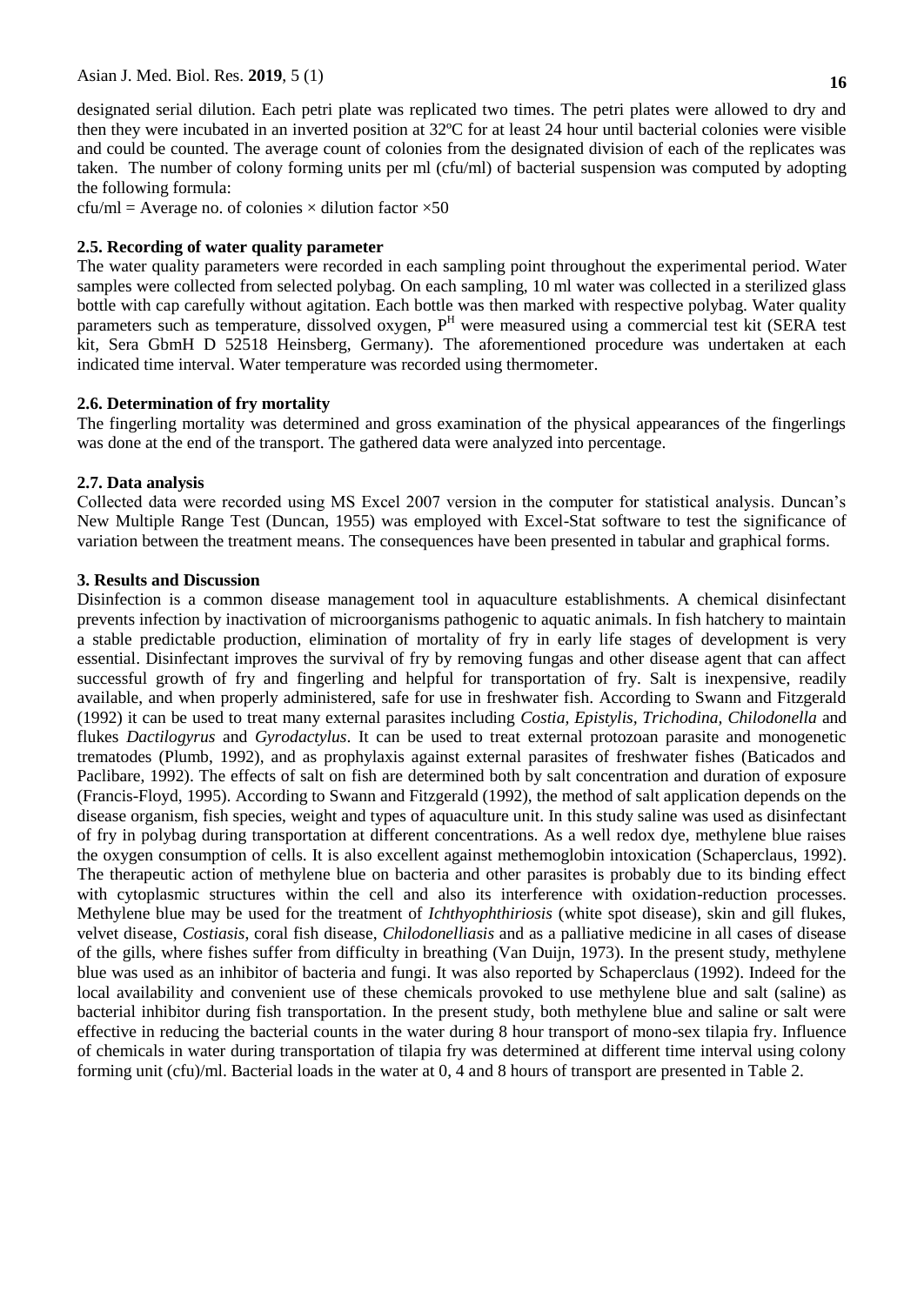designated serial dilution. Each petri plate was replicated two times. The petri plates were allowed to dry and then they were incubated in an inverted position at 32ºC for at least 24 hour until bacterial colonies were visible and could be counted. The average count of colonies from the designated division of each of the replicates was taken. The number of colony forming units per ml (cfu/ml) of bacterial suspension was computed by adopting the following formula:

cfu/ml = Average no. of colonies × dilution factor ×50

### 2.5. Recording of water quality parameter

The water quality parameters were recorded in each sampling point throughout the experimental period. Water samples were collected from selected polybag. On each sampling, 10 ml water was collected in a sterilized glass bottle with cap carefully without agitation. Each bottle was then marked with respective polybag. Water quality parameters such as temperature, dissolved oxygen, $P^H$ were measured using a commercial test kit (SERA test kit, Sera GbmH D 52518 Heinsberg, Germany). The aforementioned procedure was undertaken at each indicated time interval. Water temperature was recorded using thermometer.

### 2.6. Determination of fry mortality

The fingerling mortality was determined and gross examination of the physical appearances of the fingerlings was done at the end of the transport. The gathered data were analyzed into percentage.

### 2.7. Data analysis

Collected data were recorded using MS Excel 2007 version in the computer for statistical analysis. Duncan's New Multiple Range Test (Duncan, 1955) was employed with Excel-Stat software to test the significance of variation between the treatment means. The consequences have been presented in tabular and graphical forms.

## 3. Results and Discussion

Disinfection is a common disease management tool in aquaculture establishments. A chemical disinfectant prevents infection by inactivation of microorganisms pathogenic to aquatic animals. In fish hatchery to maintain a stable predictable production, elimination of mortality of fry in early life stages of development is very essential. Disinfectant improves the survival of fry by removing fungas and other disease agent that can affect successful growth of fry and fingerling and helpful for transportation of fry. Salt is inexpensive, readily available, and when properly administered, safe for use in freshwater fish. According to Swann and Fitzgerald (1992) it can be used to treat many external parasites including *Costia, Epistylis, Trichodina, Chilodonella* and flukes *Dactilogyrus* and *Gyrodactylus*. It can be used to treat external protozoan parasite and monogenetic trematodes (Plumb, 1992), and as prophylaxis against external parasites of freshwater fishes (Baticados and Paclibare, 1992). The effects of salt on fish are determined both by salt concentration and duration of exposure (Francis-Floyd, 1995). According to Swann and Fitzgerald (1992), the method of salt application depends on the disease organism, fish species, weight and types of aquaculture unit. In this study saline was used as disinfectant of fry in polybag during transportation at different concentrations. As a well redox dye, methylene blue raises the oxygen consumption of cells. It is also excellent against methemoglobin intoxication (Schaperclaus, 1992). The therapeutic action of methylene blue on bacteria and other parasites is probably due to its binding effect with cytoplasmic structures within the cell and also its interference with oxidation-reduction processes. Methylene blue may be used for the treatment of *Ichthyophthiriosis* (white spot disease), skin and gill flukes, velvet disease, *Costiasis*, coral fish disease, *Chilodonelliasis* and as a palliative medicine in all cases of disease of the gills, where fishes suffer from difficulty in breathing (Van Duijn, 1973). In the present study, methylene blue was used as an inhibitor of bacteria and fungi. It was also reported by Schaperclaus (1992). Indeed for the local availability and convenient use of these chemicals provoked to use methylene blue and salt (saline) as bacterial inhibitor during fish transportation. In the present study, both methylene blue and saline or salt were effective in reducing the bacterial counts in the water during 8 hour transport of mono-sex tilapia fry. Influence of chemicals in water during transportation of tilapia fry was determined at different time interval using colony forming unit (cfu)/ml. Bacterial loads in the water at 0, 4 and 8 hours of transport are presented in Table 2.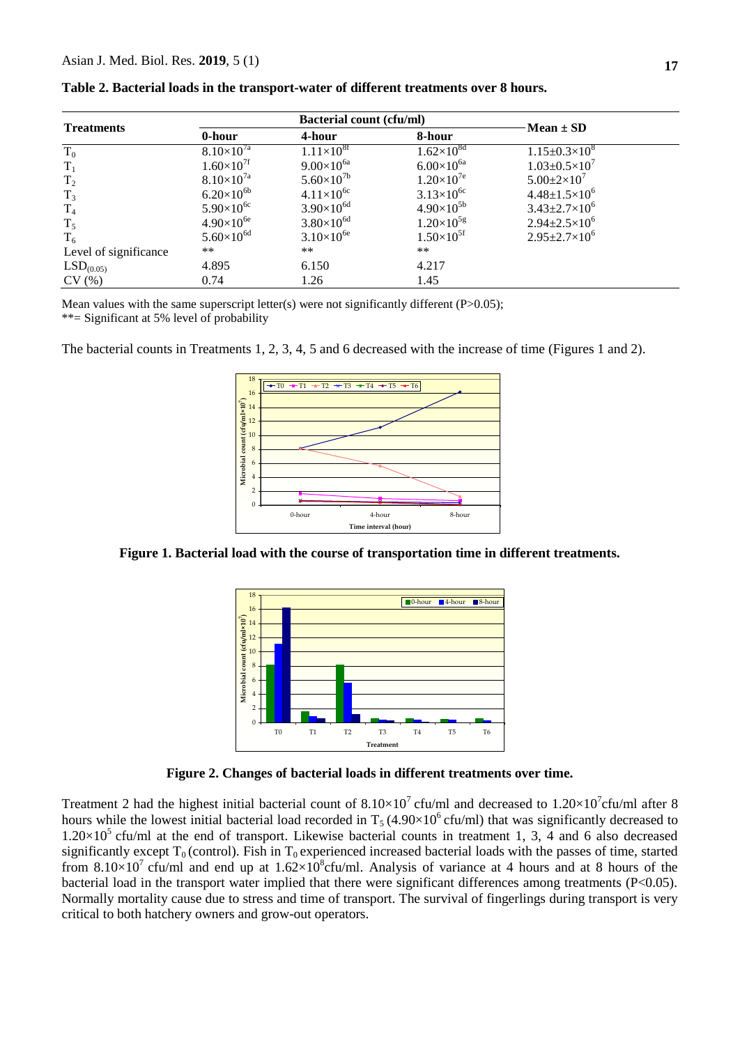**Table 2. Bacterial loads in the transport-water of different treatments over 8 hours.**

| Treatments | Bacterial count (cfu/ml) | | | Mean ± SD |
|---|---|---|---|---|
| | 0-hour | 4-hour | 8-hour | |
| $T_0$ | $8.10\times10^{7a}$ | $1.11\times10^{8f}$ | $1.62\times10^{8d}$ | $1.15\pm0.3\times10^{8}$ |
| $T_1$ | $1.60\times10^{7f}$ | $9.00\times10^{6a}$ | $6.00\times10^{6a}$ | $1.03\pm0.5\times10^{7}$ |
| $T_2$ | $8.10\times10^{7a}$ | $5.60\times10^{7b}$ | $1.20\times10^{7e}$ | $5.00\pm2\times10^{7}$ |
| $T_3$ | $6.20\times10^{6b}$ | $4.11\times10^{6c}$ | $3.13\times10^{6c}$ | $4.48\pm1.5\times10^{6}$ |
| $T_4$ | $5.90\times10^{6c}$ | $3.90\times10^{6d}$ | $4.90\times10^{5b}$ | $3.43\pm2.7\times10^{6}$ |
| $T_5$ | $4.90\times10^{6e}$ | $3.80\times10^{6d}$ | $1.20\times10^{5g}$ | $2.94\pm2.5\times10^{6}$ |
| $T_6$ | $5.60\times10^{6d}$ | $3.10\times10^{6e}$ | $1.50\times10^{5f}$ | $2.95\pm2.7\times10^{6}$ |
| Level of significance | ** | ** | ** | |
| $LSD_{(0.05)}$ | 4.895 | 6.150 | 4.217 | |
| CV (%) | 0.74 | 1.26 | 1.45 | |

Mean values with the same superscript letter(s) were not significantly different (P>0.05);
**= Significant at 5% level of probability

The bacterial counts in Treatments 1, 2, 3, 4, 5 and 6 decreased with the increase of time (Figures 1 and 2).

**Figure 1. Bacterial load with the course of transportation time in different treatments.**

**Figure 2. Changes of bacterial loads in different treatments over time.**

Treatment 2 had the highest initial bacterial count of $8.10\times10^{7}$ cfu/ml and decreased to $1.20\times10^{7}$cfu/ml after 8 hours while the lowest initial bacterial load recorded in $T_5$ ($4.90\times10^{6}$ cfu/ml) that was significantly decreased to $1.20\times10^{5}$ cfu/ml at the end of transport. Likewise bacterial counts in treatment 1, 3, 4 and 6 also decreased significantly except $T_0$ (control). Fish in $T_0$ experienced increased bacterial loads with the passes of time, started from $8.10\times10^{7}$ cfu/ml and end up at $1.62\times10^{8}$cfu/ml. Analysis of variance at 4 hours and at 8 hours of the bacterial load in the transport water implied that there were significant differences among treatments (P<0.05). Normally mortality cause due to stress and time of transport. The survival of fingerlings during transport is very critical to both hatchery owners and grow-out operators.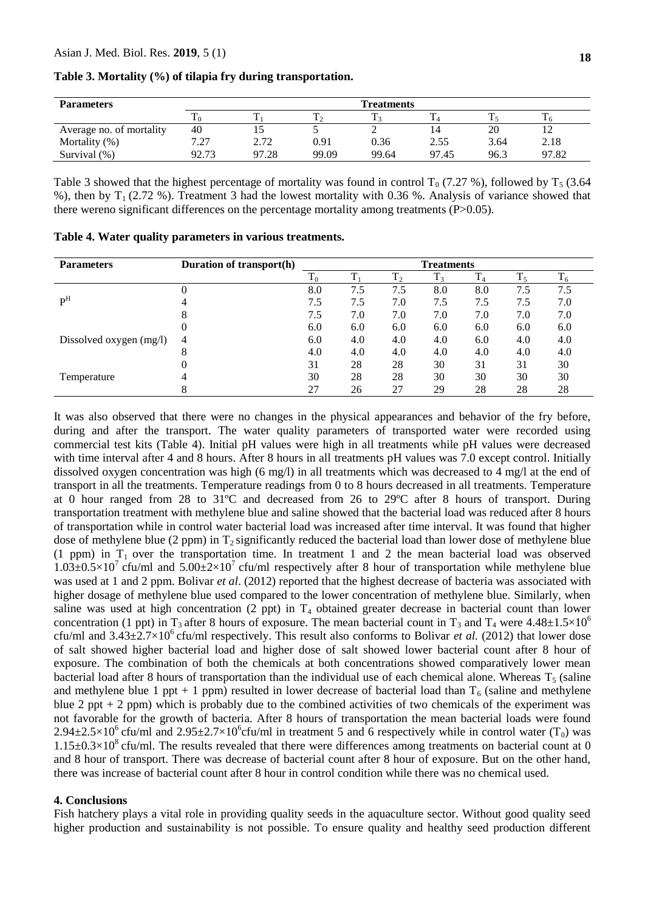**Table 3. Mortality (%) of tilapia fry during transportation.**

| Parameters | Treatments | | | | | | |
|---|---|---|---|---|---|---|---|
| | $T_0$ | $T_1$ | $T_2$ | $T_3$ | $T_4$ | $T_5$ | $T_6$ |
| Average no. of mortality | 40 | 15 | 5 | 2 | 14 | 20 | 12 |
| Mortality (%) | 7.27 | 2.72 | 0.91 | 0.36 | 2.55 | 3.64 | 2.18 |
| Survival (%) | 92.73 | 97.28 | 99.09 | 99.64 | 97.45 | 96.3 | 97.82 |

Table 3 showed that the highest percentage of mortality was found in control $T_0$ (7.27 %), followed by $T_5$ (3.64 %), then by $T_1$ (2.72 %). Treatment 3 had the lowest mortality with 0.36 %. Analysis of variance showed that there wereno significant differences on the percentage mortality among treatments (P>0.05).

**Table 4. Water quality parameters in various treatments.**

| Parameters | Duration of transport(h) | Treatments | | | | | | |
|---|---|---|---|---|---|---|---|---|
| | | $T_0$ | $T_1$ | $T_2$ | $T_3$ | $T_4$ | $T_5$ | $T_6$ |
| | 0 | 8.0 | 7.5 | 7.5 | 8.0 | 8.0 | 7.5 | 7.5 |
| $P^H$ | 4 | 7.5 | 7.5 | 7.0 | 7.5 | 7.5 | 7.5 | 7.0 |
| | 8 | 7.5 | 7.0 | 7.0 | 7.0 | 7.0 | 7.0 | 7.0 |
| | 0 | 6.0 | 6.0 | 6.0 | 6.0 | 6.0 | 6.0 | 6.0 |
| Dissolved oxygen (mg/l) | 4 | 6.0 | 4.0 | 4.0 | 4.0 | 6.0 | 4.0 | 4.0 |
| | 8 | 4.0 | 4.0 | 4.0 | 4.0 | 4.0 | 4.0 | 4.0 |
| | 0 | 31 | 28 | 28 | 30 | 31 | 31 | 30 |
| Temperature | 4 | 30 | 28 | 28 | 30 | 30 | 30 | 30 |
| | 8 | 27 | 26 | 27 | 29 | 28 | 28 | 28 |

It was also observed that there were no changes in the physical appearances and behavior of the fry before, during and after the transport. The water quality parameters of transported water were recorded using commercial test kits (Table 4). Initial pH values were high in all treatments while pH values were decreased with time interval after 4 and 8 hours. After 8 hours in all treatments pH values was 7.0 except control. Initially dissolved oxygen concentration was high (6 mg/l) in all treatments which was decreased to 4 mg/l at the end of transport in all the treatments. Temperature readings from 0 to 8 hours decreased in all treatments. Temperature at 0 hour ranged from 28 to 31ºC and decreased from 26 to 29ºC after 8 hours of transport. During transportation treatment with methylene blue and saline showed that the bacterial load was reduced after 8 hours of transportation while in control water bacterial load was increased after time interval. It was found that higher dose of methylene blue (2 ppm) in $T_2$ significantly reduced the bacterial load than lower dose of methylene blue (1 ppm) in $T_1$ over the transportation time. In treatment 1 and 2 the mean bacterial load was observed $1.03\pm0.5\times10^7$ cfu/ml and $5.00\pm2\times10^7$ cfu/ml respectively after 8 hour of transportation while methylene blue was used at 1 and 2 ppm. Bolivar *et al*. (2012) reported that the highest decrease of bacteria was associated with higher dosage of methylene blue used compared to the lower concentration of methylene blue. Similarly, when saline was used at high concentration (2 ppt) in $T_4$ obtained greater decrease in bacterial count than lower concentration (1 ppt) in $T_3$ after 8 hours of exposure. The mean bacterial count in $T_3$ and $T_4$ were $4.48\pm1.5\times10^6$ cfu/ml and $3.43\pm2.7\times10^6$ cfu/ml respectively. This result also conforms to Bolivar *et al.* (2012) that lower dose of salt showed higher bacterial load and higher dose of salt showed lower bacterial count after 8 hour of exposure. The combination of both the chemicals at both concentrations showed comparatively lower mean bacterial load after 8 hours of transportation than the individual use of each chemical alone. Whereas $T_5$ (saline and methylene blue 1 ppt + 1 ppm) resulted in lower decrease of bacterial load than $T_6$ (saline and methylene blue 2 ppt + 2 ppm) which is probably due to the combined activities of two chemicals of the experiment was not favorable for the growth of bacteria. After 8 hours of transportation the mean bacterial loads were found $2.94\pm2.5\times10^6$ cfu/ml and $2.95\pm2.7\times10^6$cfu/ml in treatment 5 and 6 respectively while in control water ($T_0$) was $1.15\pm0.3\times10^8$ cfu/ml. The results revealed that there were differences among treatments on bacterial count at 0 and 8 hour of transport. There was decrease of bacterial count after 8 hour of exposure. But on the other hand, there was increase of bacterial count after 8 hour in control condition while there was no chemical used.

## 4. Conclusions

Fish hatchery plays a vital role in providing quality seeds in the aquaculture sector. Without good quality seed higher production and sustainability is not possible. To ensure quality and healthy seed production different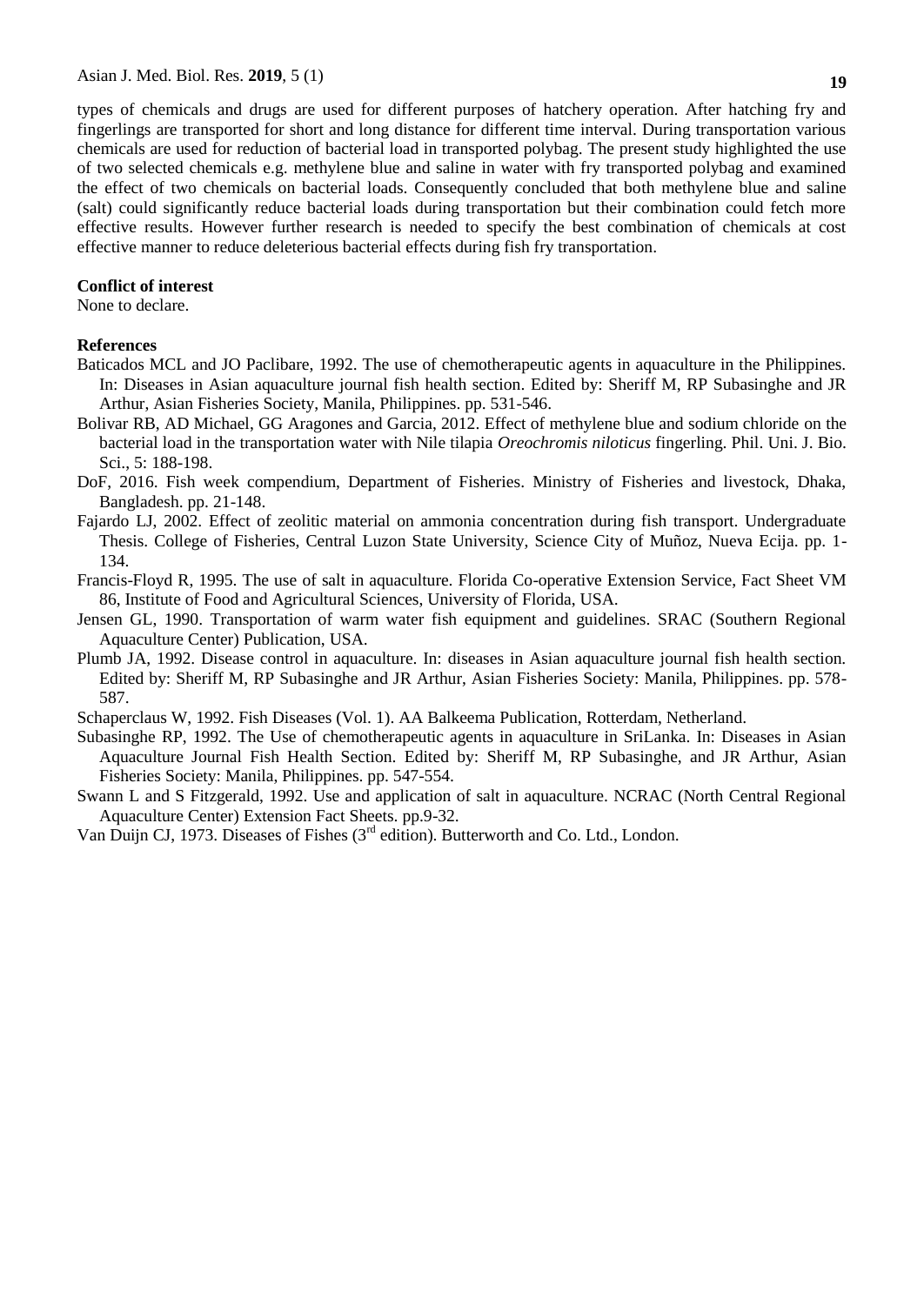types of chemicals and drugs are used for different purposes of hatchery operation. After hatching fry and fingerlings are transported for short and long distance for different time interval. During transportation various chemicals are used for reduction of bacterial load in transported polybag. The present study highlighted the use of two selected chemicals e.g. methylene blue and saline in water with fry transported polybag and examined the effect of two chemicals on bacterial loads. Consequently concluded that both methylene blue and saline (salt) could significantly reduce bacterial loads during transportation but their combination could fetch more effective results. However further research is needed to specify the best combination of chemicals at cost effective manner to reduce deleterious bacterial effects during fish fry transportation.

**Conflict of interest**

None to declare.

**References**

Baticados MCL and JO Paclibare, 1992. The use of chemotherapeutic agents in aquaculture in the Philippines. In: Diseases in Asian aquaculture journal fish health section. Edited by: Sheriff M, RP Subasinghe and JR Arthur, Asian Fisheries Society, Manila, Philippines. pp. 531-546.

Bolivar RB, AD Michael, GG Aragones and Garcia, 2012. Effect of methylene blue and sodium chloride on the bacterial load in the transportation water with Nile tilapia *Oreochromis niloticus* fingerling. Phil. Uni. J. Bio. Sci., 5: 188-198.

DoF, 2016. Fish week compendium, Department of Fisheries. Ministry of Fisheries and livestock, Dhaka, Bangladesh. pp. 21-148.

Fajardo LJ, 2002. Effect of zeolitic material on ammonia concentration during fish transport. Undergraduate Thesis. College of Fisheries, Central Luzon State University, Science City of Muñoz, Nueva Ecija. pp. 1-134.

Francis-Floyd R, 1995. The use of salt in aquaculture. Florida Co-operative Extension Service, Fact Sheet VM 86, Institute of Food and Agricultural Sciences, University of Florida, USA.

Jensen GL, 1990. Transportation of warm water fish equipment and guidelines. SRAC (Southern Regional Aquaculture Center) Publication, USA.

Plumb JA, 1992. Disease control in aquaculture. In: diseases in Asian aquaculture journal fish health section. Edited by: Sheriff M, RP Subasinghe and JR Arthur, Asian Fisheries Society: Manila, Philippines. pp. 578-587.

Schaperclaus W, 1992. Fish Diseases (Vol. 1). AA Balkeema Publication, Rotterdam, Netherland.

Subasinghe RP, 1992. The Use of chemotherapeutic agents in aquaculture in SriLanka. In: Diseases in Asian Aquaculture Journal Fish Health Section. Edited by: Sheriff M, RP Subasinghe, and JR Arthur, Asian Fisheries Society: Manila, Philippines. pp. 547-554.

Swann L and S Fitzgerald, 1992. Use and application of salt in aquaculture. NCRAC (North Central Regional Aquaculture Center) Extension Fact Sheets. pp.9-32.

Van Duijn CJ, 1973. Diseases of Fishes (3rd edition). Butterworth and Co. Ltd., London.